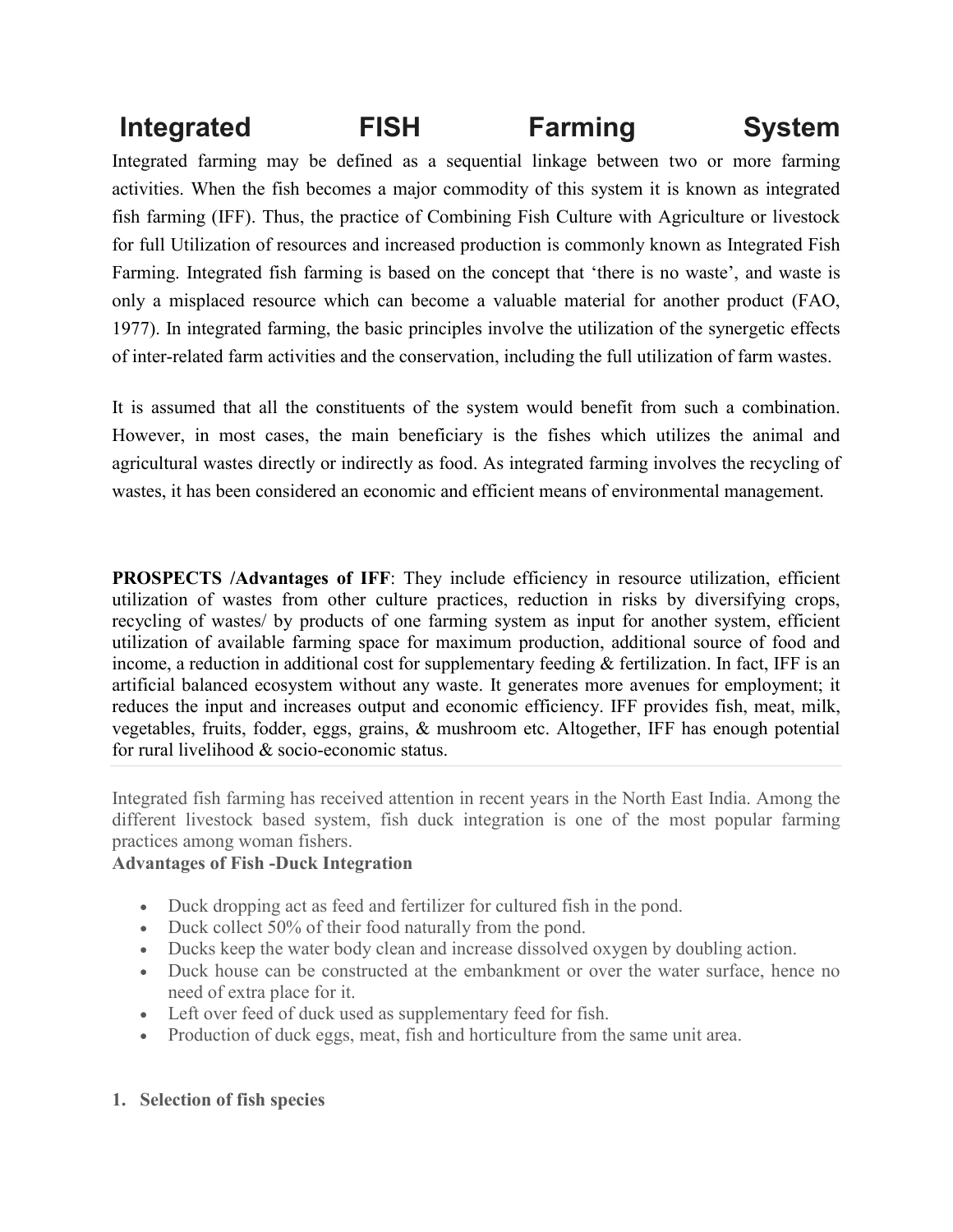# Integrated FISH Farming System

Integrated farming may be defined as a sequential linkage between two or more farming activities. When the fish becomes a major commodity of this system it is known as integrated fish farming (IFF). Thus, the practice of Combining Fish Culture with Agriculture or livestock for full Utilization of resources and increased production is commonly known as Integrated Fish Farming. Integrated fish farming is based on the concept that 'there is no waste', and waste is only a misplaced resource which can become a valuable material for another product (FAO, 1977). In integrated farming, the basic principles involve the utilization of the synergetic effects of inter-related farm activities and the conservation, including the full utilization of farm wastes.

It is assumed that all the constituents of the system would benefit from such a combination. However, in most cases, the main beneficiary is the fishes which utilizes the animal and agricultural wastes directly or indirectly as food. As integrated farming involves the recycling of wastes, it has been considered an economic and efficient means of environmental management.

**PROSPECTS /Advantages of IFF**: They include efficiency in resource utilization, efficient utilization of wastes from other culture practices, reduction in risks by diversifying crops, recycling of wastes/ by products of one farming system as input for another system, efficient utilization of available farming space for maximum production, additional source of food and income, a reduction in additional cost for supplementary feeding & fertilization. In fact, IFF is an artificial balanced ecosystem without any waste. It generates more avenues for employment; it reduces the input and increases output and economic efficiency. IFF provides fish, meat, milk, vegetables, fruits, fodder, eggs, grains, & mushroom etc. Altogether, IFF has enough potential for rural livelihood & socio-economic status.

---

Integrated fish farming has received attention in recent years in the North East India. Among the different livestock based system, fish duck integration is one of the most popular farming practices among woman fishers.

**Advantages of Fish -Duck Integration**

- Duck dropping act as feed and fertilizer for cultured fish in the pond.
- Duck collect 50% of their food naturally from the pond.
- Ducks keep the water body clean and increase dissolved oxygen by doubling action.
- Duck house can be constructed at the embankment or over the water surface, hence no need of extra place for it.
- Left over feed of duck used as supplementary feed for fish.
- Production of duck eggs, meat, fish and horticulture from the same unit area.

1. **Selection of fish species**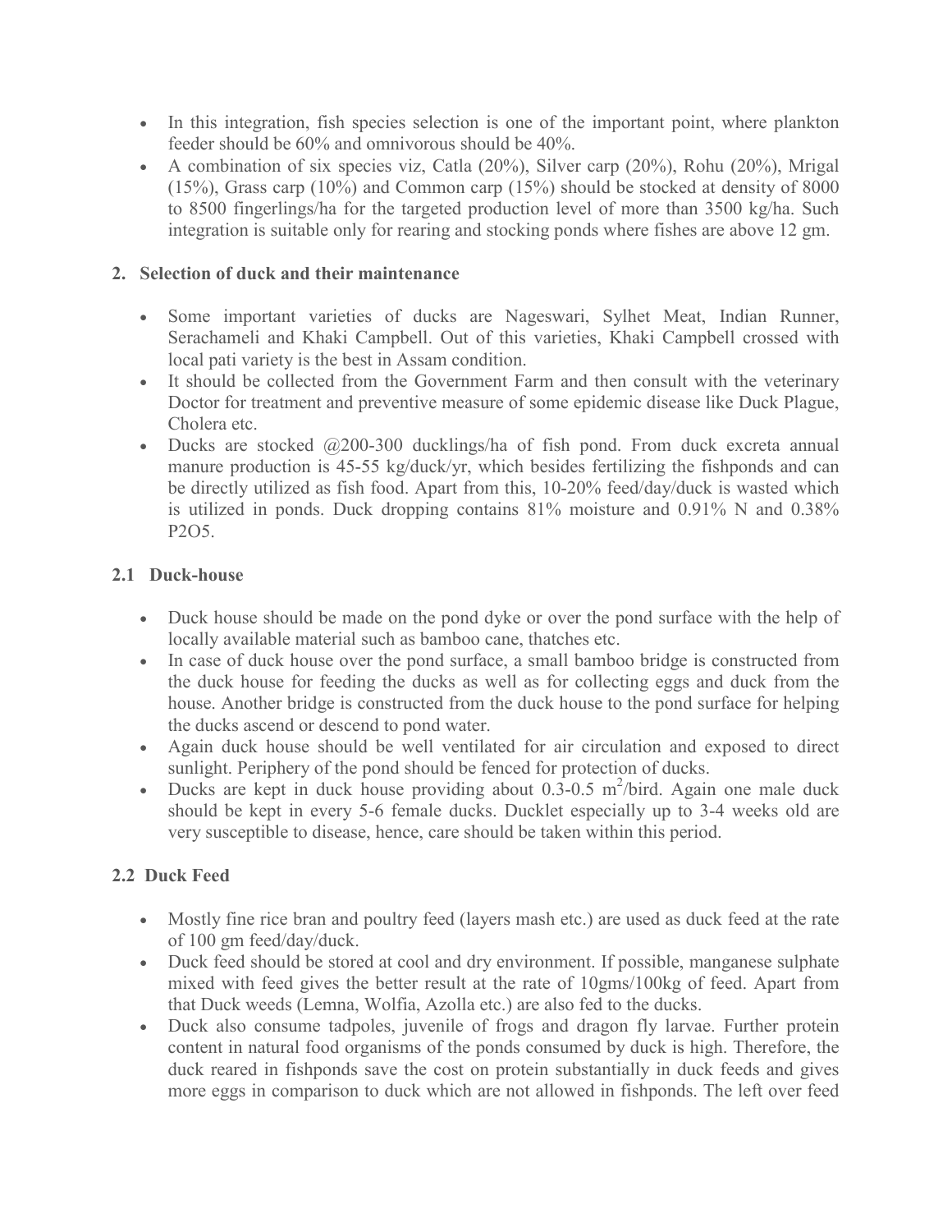- In this integration, fish species selection is one of the important point, where plankton feeder should be 60% and omnivorous should be 40%.
- A combination of six species viz, Catla (20%), Silver carp (20%), Rohu (20%), Mrigal (15%), Grass carp (10%) and Common carp (15%) should be stocked at density of 8000 to 8500 fingerlings/ha for the targeted production level of more than 3500 kg/ha. Such integration is suitable only for rearing and stocking ponds where fishes are above 12 gm.

## 2. Selection of duck and their maintenance

- Some important varieties of ducks are Nageswari, Sylhet Meat, Indian Runner, Serachameli and Khaki Campbell. Out of this varieties, Khaki Campbell crossed with local pati variety is the best in Assam condition.
- It should be collected from the Government Farm and then consult with the veterinary Doctor for treatment and preventive measure of some epidemic disease like Duck Plague, Cholera etc.
- Ducks are stocked @200-300 ducklings/ha of fish pond. From duck excreta annual manure production is 45-55 kg/duck/yr, which besides fertilizing the fishponds and can be directly utilized as fish food. Apart from this, 10-20% feed/day/duck is wasted which is utilized in ponds. Duck dropping contains 81% moisture and 0.91% N and 0.38% $P_2O_5$.

### 2.1 Duck-house

- Duck house should be made on the pond dyke or over the pond surface with the help of locally available material such as bamboo cane, thatches etc.
- In case of duck house over the pond surface, a small bamboo bridge is constructed from the duck house for feeding the ducks as well as for collecting eggs and duck from the house. Another bridge is constructed from the duck house to the pond surface for helping the ducks ascend or descend to pond water.
- Again duck house should be well ventilated for air circulation and exposed to direct sunlight. Periphery of the pond should be fenced for protection of ducks.
- Ducks are kept in duck house providing about 0.3-0.5 $m^2$/bird. Again one male duck should be kept in every 5-6 female ducks. Ducklet especially up to 3-4 weeks old are very susceptible to disease, hence, care should be taken within this period.

### 2.2 Duck Feed

- Mostly fine rice bran and poultry feed (layers mash etc.) are used as duck feed at the rate of 100 gm feed/day/duck.
- Duck feed should be stored at cool and dry environment. If possible, manganese sulphate mixed with feed gives the better result at the rate of 10gms/100kg of feed. Apart from that Duck weeds (Lemna, Wolfia, Azolla etc.) are also fed to the ducks.
- Duck also consume tadpoles, juvenile of frogs and dragon fly larvae. Further protein content in natural food organisms of the ponds consumed by duck is high. Therefore, the duck reared in fishponds save the cost on protein substantially in duck feeds and gives more eggs in comparison to duck which are not allowed in fishponds. The left over feed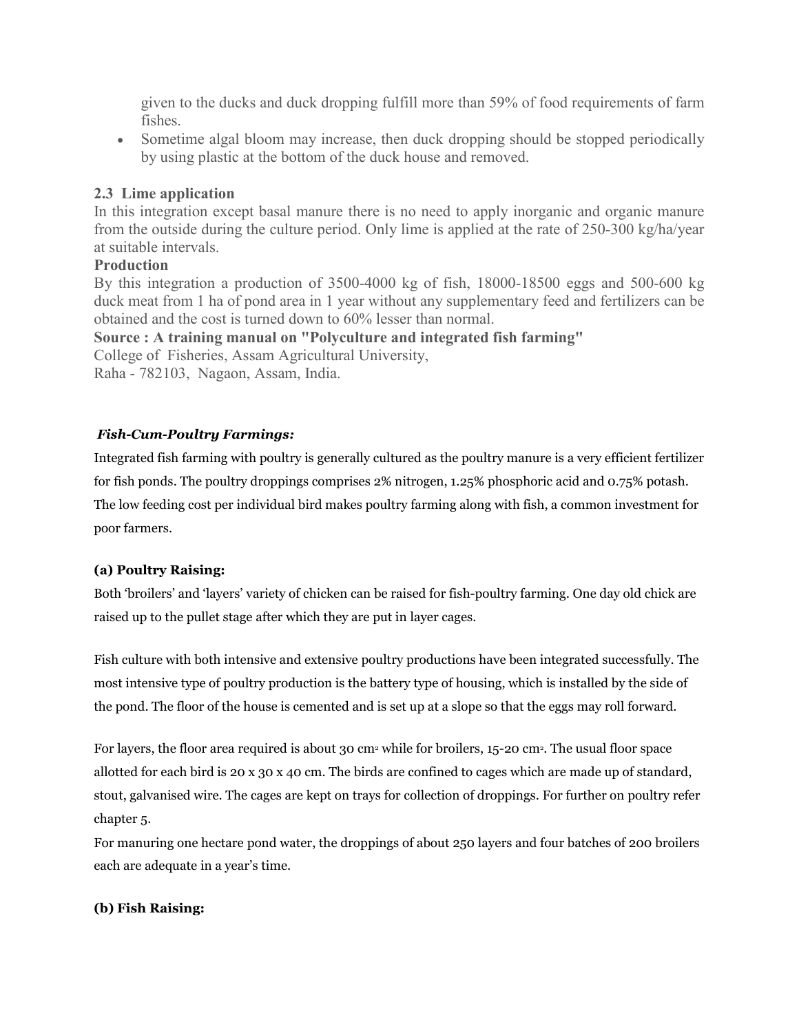given to the ducks and duck dropping fulfill more than 59% of food requirements of farm fishes.

- Sometime algal bloom may increase, then duck dropping should be stopped periodically by using plastic at the bottom of the duck house and removed.

### 2.3 Lime application

In this integration except basal manure there is no need to apply inorganic and organic manure from the outside during the culture period. Only lime is applied at the rate of 250-300 kg/ha/year at suitable intervals.

**Production**

By this integration a production of 3500-4000 kg of fish, 18000-18500 eggs and 500-600 kg duck meat from 1 ha of pond area in 1 year without any supplementary feed and fertilizers can be obtained and the cost is turned down to 60% lesser than normal.

**Source : A training manual on "Polyculture and integrated fish farming"**
College of Fisheries, Assam Agricultural University,
Raha - 782103, Nagaon, Assam, India.

***Fish-Cum-Poultry Farmings:***

Integrated fish farming with poultry is generally cultured as the poultry manure is a very efficient fertilizer for fish ponds. The poultry droppings comprises 2% nitrogen, 1.25% phosphoric acid and 0.75% potash. The low feeding cost per individual bird makes poultry farming along with fish, a common investment for poor farmers.

**(a) Poultry Raising:**

Both 'broilers' and 'layers' variety of chicken can be raised for fish-poultry farming. One day old chick are raised up to the pullet stage after which they are put in layer cages.

Fish culture with both intensive and extensive poultry productions have been integrated successfully. The most intensive type of poultry production is the battery type of housing, which is installed by the side of the pond. The floor of the house is cemented and is set up at a slope so that the eggs may roll forward.

For layers, the floor area required is about 30 $cm^2$ while for broilers, 15-20 $cm^2$. The usual floor space allotted for each bird is 20 x 30 x 40 cm. The birds are confined to cages which are made up of standard, stout, galvanised wire. The cages are kept on trays for collection of droppings. For further on poultry refer chapter 5.

For manuring one hectare pond water, the droppings of about 250 layers and four batches of 200 broilers each are adequate in a year's time.

**(b) Fish Raising:**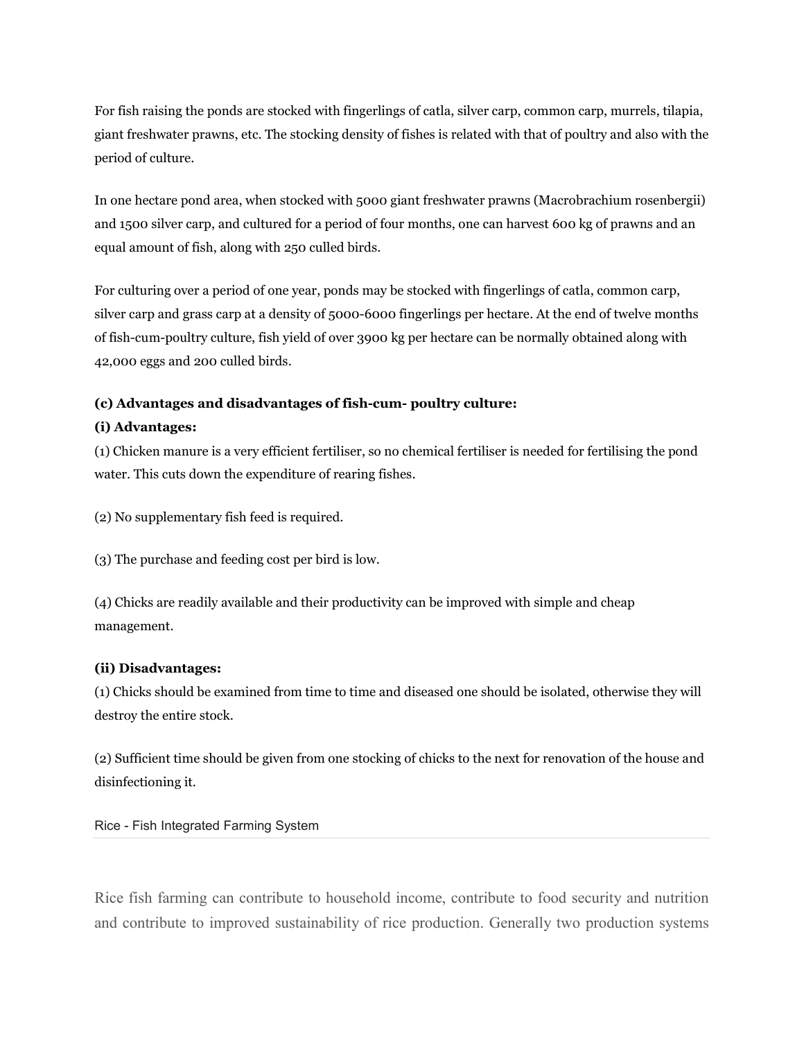For fish raising the ponds are stocked with fingerlings of catla, silver carp, common carp, murrels, tilapia, giant freshwater prawns, etc. The stocking density of fishes is related with that of poultry and also with the period of culture.

In one hectare pond area, when stocked with 5000 giant freshwater prawns (Macrobrachium rosenbergii) and 1500 silver carp, and cultured for a period of four months, one can harvest 600 kg of prawns and an equal amount of fish, along with 250 culled birds.

For culturing over a period of one year, ponds may be stocked with fingerlings of catla, common carp, silver carp and grass carp at a density of 5000-6000 fingerlings per hectare. At the end of twelve months of fish-cum-poultry culture, fish yield of over 3900 kg per hectare can be normally obtained along with 42,000 eggs and 200 culled birds.

**(c) Advantages and disadvantages of fish-cum- poultry culture:**

**(i) Advantages:**

(1) Chicken manure is a very efficient fertiliser, so no chemical fertiliser is needed for fertilising the pond water. This cuts down the expenditure of rearing fishes.

(2) No supplementary fish feed is required.

(3) The purchase and feeding cost per bird is low.

(4) Chicks are readily available and their productivity can be improved with simple and cheap management.

**(ii) Disadvantages:**

(1) Chicks should be examined from time to time and diseased one should be isolated, otherwise they will destroy the entire stock.

(2) Sufficient time should be given from one stocking of chicks to the next for renovation of the house and disinfectioning it.

## Rice - Fish Integrated Farming System

Rice fish farming can contribute to household income, contribute to food security and nutrition and contribute to improved sustainability of rice production. Generally two production systems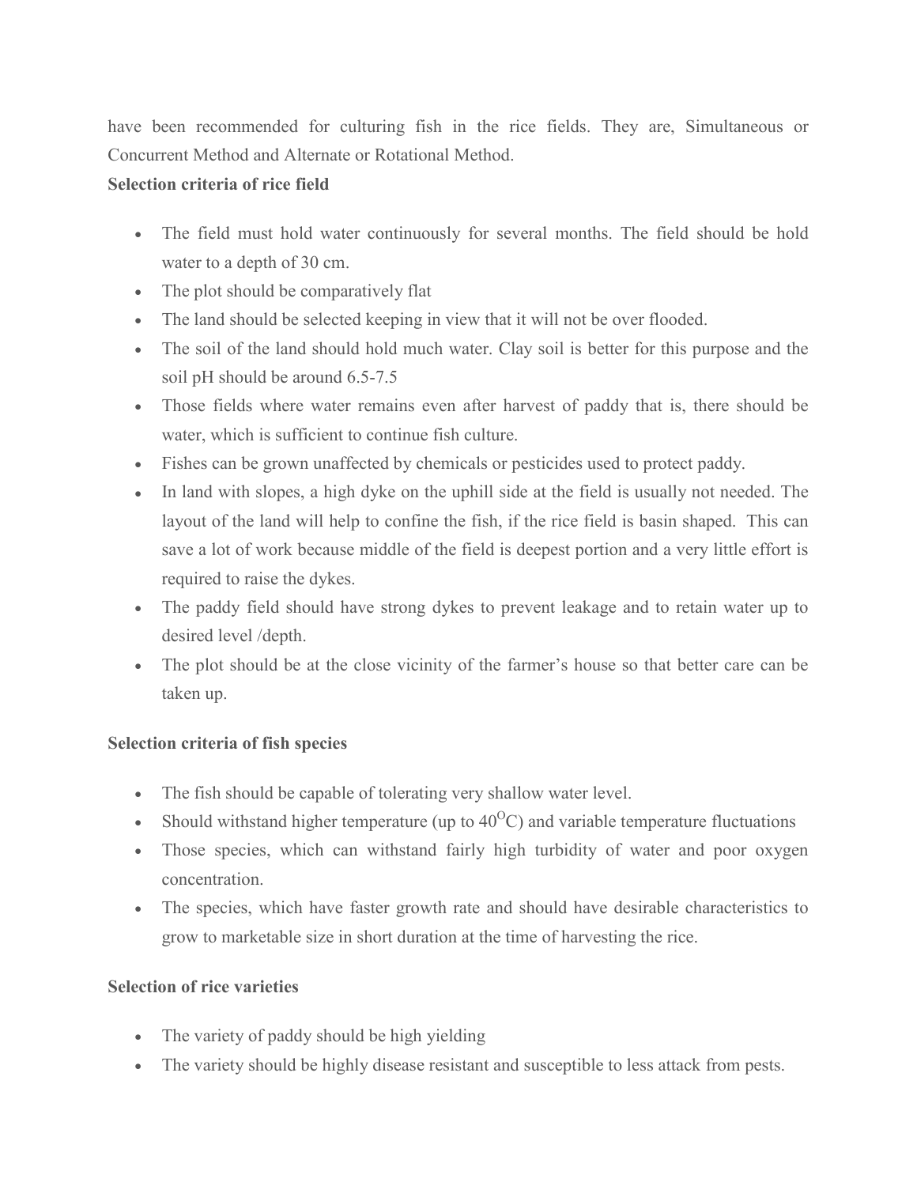have been recommended for culturing fish in the rice fields. They are, Simultaneous or Concurrent Method and Alternate or Rotational Method.

**Selection criteria of rice field**

- The field must hold water continuously for several months. The field should be hold water to a depth of 30 cm.
- The plot should be comparatively flat
- The land should be selected keeping in view that it will not be over flooded.
- The soil of the land should hold much water. Clay soil is better for this purpose and the soil pH should be around 6.5-7.5
- Those fields where water remains even after harvest of paddy that is, there should be water, which is sufficient to continue fish culture.
- Fishes can be grown unaffected by chemicals or pesticides used to protect paddy.
- In land with slopes, a high dyke on the uphill side at the field is usually not needed. The layout of the land will help to confine the fish, if the rice field is basin shaped. This can save a lot of work because middle of the field is deepest portion and a very little effort is required to raise the dykes.
- The paddy field should have strong dykes to prevent leakage and to retain water up to desired level /depth.
- The plot should be at the close vicinity of the farmer's house so that better care can be taken up.

**Selection criteria of fish species**

- The fish should be capable of tolerating very shallow water level.
- Should withstand higher temperature (up to $40^{O}$C) and variable temperature fluctuations
- Those species, which can withstand fairly high turbidity of water and poor oxygen concentration.
- The species, which have faster growth rate and should have desirable characteristics to grow to marketable size in short duration at the time of harvesting the rice.

**Selection of rice varieties**

- The variety of paddy should be high yielding
- The variety should be highly disease resistant and susceptible to less attack from pests.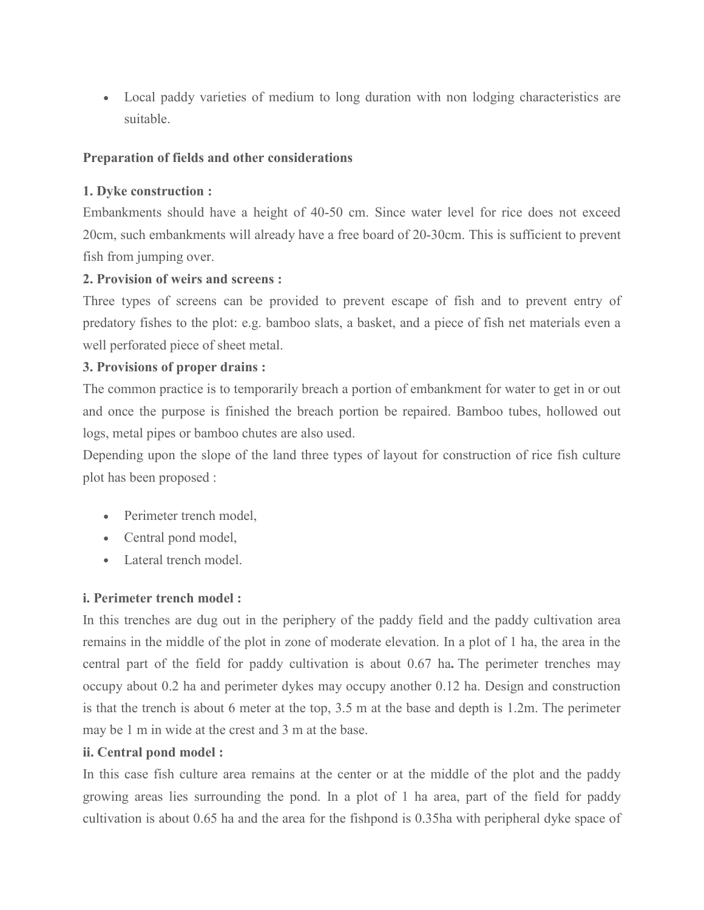- Local paddy varieties of medium to long duration with non lodging characteristics are suitable.

**Preparation of fields and other considerations**

**1. Dyke construction :**

Embankments should have a height of 40-50 cm. Since water level for rice does not exceed 20cm, such embankments will already have a free board of 20-30cm. This is sufficient to prevent fish from jumping over.

**2. Provision of weirs and screens :**

Three types of screens can be provided to prevent escape of fish and to prevent entry of predatory fishes to the plot: e.g. bamboo slats, a basket, and a piece of fish net materials even a well perforated piece of sheet metal.

**3. Provisions of proper drains :**

The common practice is to temporarily breach a portion of embankment for water to get in or out and once the purpose is finished the breach portion be repaired. Bamboo tubes, hollowed out logs, metal pipes or bamboo chutes are also used.

Depending upon the slope of the land three types of layout for construction of rice fish culture plot has been proposed :

- Perimeter trench model,
- Central pond model,
- Lateral trench model.

**i. Perimeter trench model :**

In this trenches are dug out in the periphery of the paddy field and the paddy cultivation area remains in the middle of the plot in zone of moderate elevation. In a plot of 1 ha, the area in the central part of the field for paddy cultivation is about 0.67 ha**.** The perimeter trenches may occupy about 0.2 ha and perimeter dykes may occupy another 0.12 ha. Design and construction is that the trench is about 6 meter at the top, 3.5 m at the base and depth is 1.2m. The perimeter may be 1 m in wide at the crest and 3 m at the base.

**ii. Central pond model :**

In this case fish culture area remains at the center or at the middle of the plot and the paddy growing areas lies surrounding the pond. In a plot of 1 ha area, part of the field for paddy cultivation is about 0.65 ha and the area for the fishpond is 0.35ha with peripheral dyke space of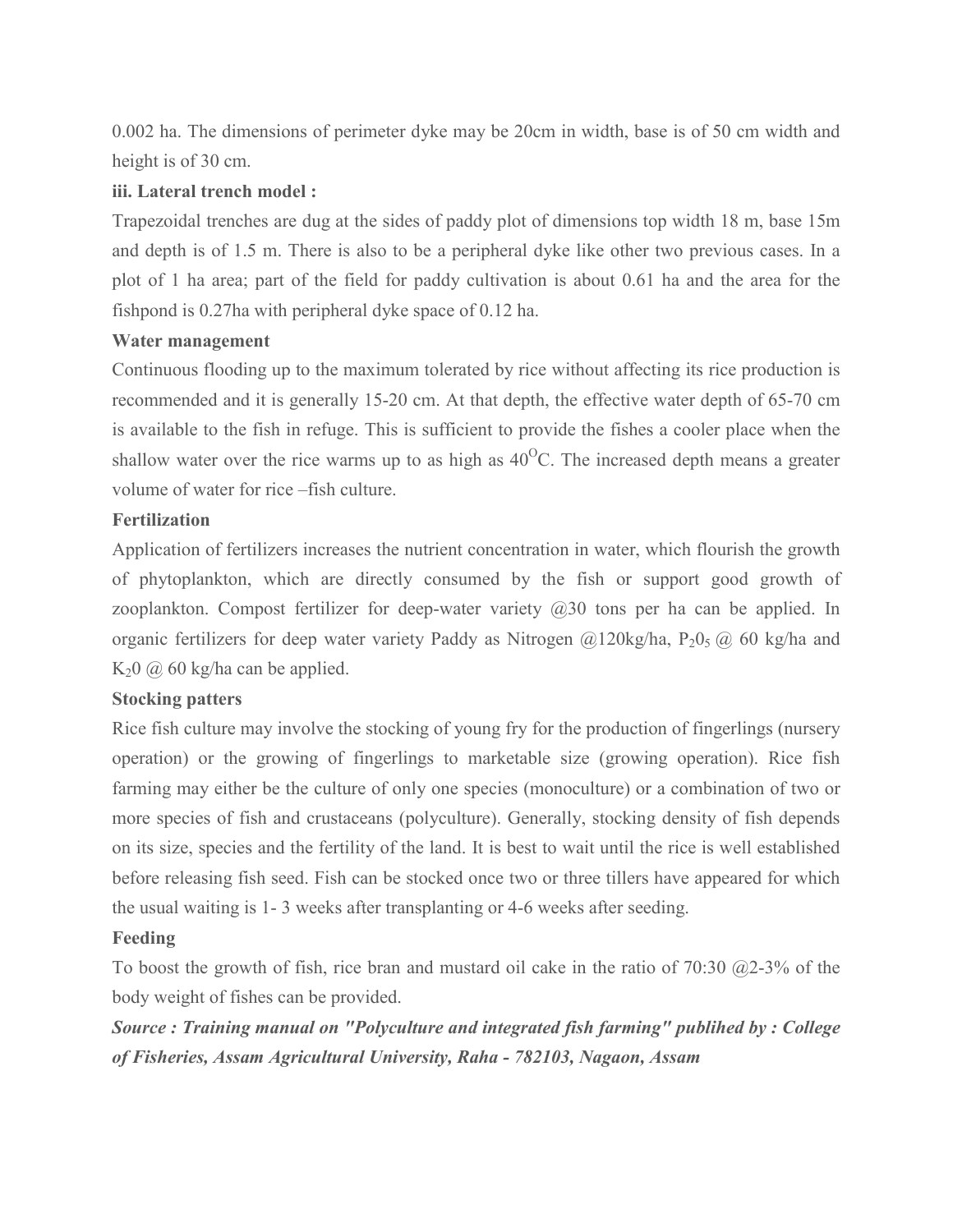0.002 ha. The dimensions of perimeter dyke may be 20cm in width, base is of 50 cm width and height is of 30 cm.

**iii. Lateral trench model :**

Trapezoidal trenches are dug at the sides of paddy plot of dimensions top width 18 m, base 15m and depth is of 1.5 m. There is also to be a peripheral dyke like other two previous cases. In a plot of 1 ha area; part of the field for paddy cultivation is about 0.61 ha and the area for the fishpond is 0.27ha with peripheral dyke space of 0.12 ha.

**Water management**

Continuous flooding up to the maximum tolerated by rice without affecting its rice production is recommended and it is generally 15-20 cm. At that depth, the effective water depth of 65-70 cm is available to the fish in refuge. This is sufficient to provide the fishes a cooler place when the shallow water over the rice warms up to as high as $40^{O}C$. The increased depth means a greater volume of water for rice –fish culture.

**Fertilization**

Application of fertilizers increases the nutrient concentration in water, which flourish the growth of phytoplankton, which are directly consumed by the fish or support good growth of zooplankton. Compost fertilizer for deep-water variety @30 tons per ha can be applied. In organic fertilizers for deep water variety Paddy as Nitrogen @120kg/ha, $P_2 0_5$ @ 60 kg/ha and $K_2 0$ @ 60 kg/ha can be applied.

**Stocking patters**

Rice fish culture may involve the stocking of young fry for the production of fingerlings (nursery operation) or the growing of fingerlings to marketable size (growing operation). Rice fish farming may either be the culture of only one species (monoculture) or a combination of two or more species of fish and crustaceans (polyculture). Generally, stocking density of fish depends on its size, species and the fertility of the land. It is best to wait until the rice is well established before releasing fish seed. Fish can be stocked once two or three tillers have appeared for which the usual waiting is 1- 3 weeks after transplanting or 4-6 weeks after seeding.

**Feeding**

To boost the growth of fish, rice bran and mustard oil cake in the ratio of 70:30 @2-3% of the body weight of fishes can be provided.

***Source : Training manual on "Polyculture and integrated fish farming" publihed by : College of Fisheries, Assam Agricultural University, Raha - 782103, Nagaon, Assam***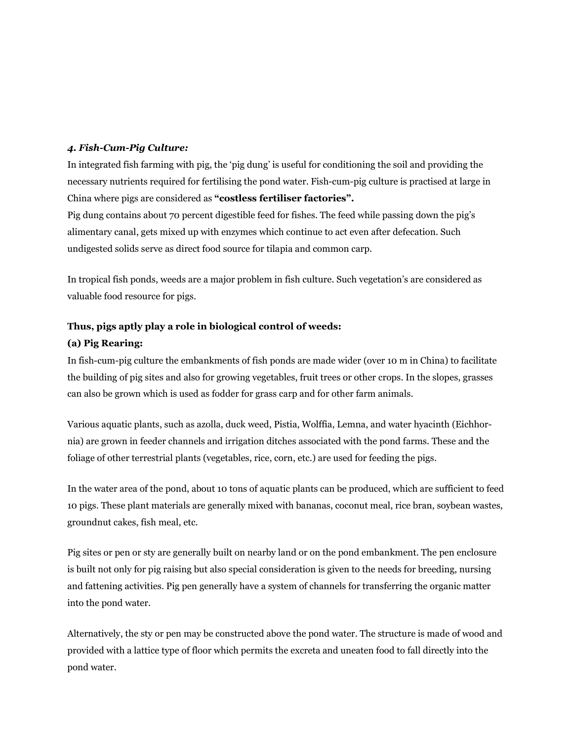### *4. Fish-Cum-Pig Culture:*

In integrated fish farming with pig, the 'pig dung' is useful for conditioning the soil and providing the necessary nutrients required for fertilising the pond water. Fish-cum-pig culture is practised at large in China where pigs are considered as **"costless fertiliser factories".**

Pig dung contains about 70 percent digestible feed for fishes. The feed while passing down the pig's alimentary canal, gets mixed up with enzymes which continue to act even after defecation. Such undigested solids serve as direct food source for tilapia and common carp.

In tropical fish ponds, weeds are a major problem in fish culture. Such vegetation's are considered as valuable food resource for pigs.

**Thus, pigs aptly play a role in biological control of weeds:**

**(a) Pig Rearing:**

In fish-cum-pig culture the embankments of fish ponds are made wider (over 10 m in China) to facilitate the building of pig sites and also for growing vegetables, fruit trees or other crops. In the slopes, grasses can also be grown which is used as fodder for grass carp and for other farm animals.

Various aquatic plants, such as azolla, duck weed, Pistia, Wolffia, Lemna, and water hyacinth (Eichhornia) are grown in feeder channels and irrigation ditches associated with the pond farms. These and the foliage of other terrestrial plants (vegetables, rice, corn, etc.) are used for feeding the pigs.

In the water area of the pond, about 10 tons of aquatic plants can be produced, which are sufficient to feed 10 pigs. These plant materials are generally mixed with bananas, coconut meal, rice bran, soybean wastes, groundnut cakes, fish meal, etc.

Pig sites or pen or sty are generally built on nearby land or on the pond embankment. The pen enclosure is built not only for pig raising but also special consideration is given to the needs for breeding, nursing and fattening activities. Pig pen generally have a system of channels for transferring the organic matter into the pond water.

Alternatively, the sty or pen may be constructed above the pond water. The structure is made of wood and provided with a lattice type of floor which permits the excreta and uneaten food to fall directly into the pond water.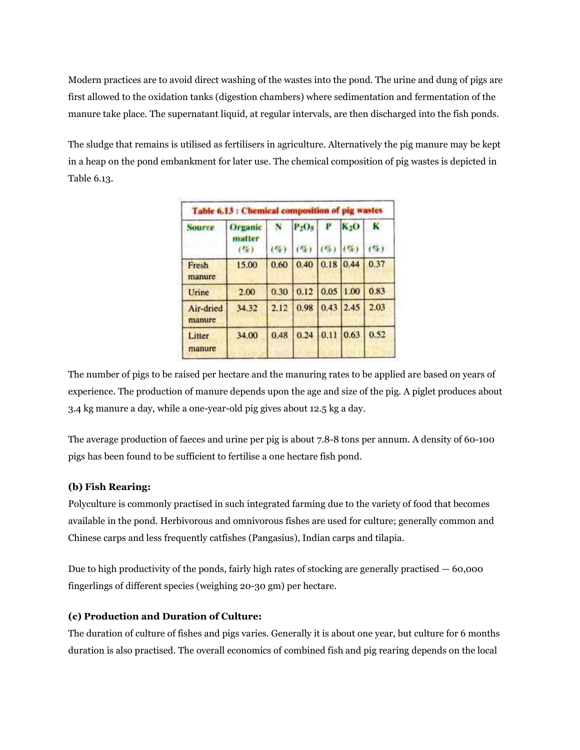Modern practices are to avoid direct washing of the wastes into the pond. The urine and dung of pigs are first allowed to the oxidation tanks (digestion chambers) where sedimentation and fermentation of the manure take place. The supernatant liquid, at regular intervals, are then discharged into the fish ponds.

The sludge that remains is utilised as fertilisers in agriculture. Alternatively the pig manure may be kept in a heap on the pond embankment for later use. The chemical composition of pig wastes is depicted in Table 6.13.

**Table 6.13 : Chemical composition of pig wastes**

| Source | Organic matter (%) | N (%) | $P_2O_5$ (%) | P (%) | $K_2O$ (%) | K (%) |
|---|---|---|---|---|---|---|
| Fresh manure | 15.00 | 0.60 | 0.40 | 0.18 | 0.44 | 0.37 |
| Urine | 2.00 | 0.30 | 0.12 | 0.05 | 1.00 | 0.83 |
| Air-dried manure | 34.32 | 2.12 | 0.98 | 0.43 | 2.45 | 2.03 |
| Litter manure | 34.00 | 0.48 | 0.24 | 0.11 | 0.63 | 0.52 |

The number of pigs to be raised per hectare and the manuring rates to be applied are based on years of experience. The production of manure depends upon the age and size of the pig. A piglet produces about 3.4 kg manure a day, while a one-year-old pig gives about 12.5 kg a day.

The average production of faeces and urine per pig is about 7.8-8 tons per annum. A density of 60-100 pigs has been found to be sufficient to fertilise a one hectare fish pond.

**(b) Fish Rearing:**

Polyculture is commonly practised in such integrated farming due to the variety of food that becomes available in the pond. Herbivorous and omnivorous fishes are used for culture; generally common and Chinese carps and less frequently catfishes (Pangasius), Indian carps and tilapia.

Due to high productivity of the ponds, fairly high rates of stocking are generally practised — 60,000 fingerlings of different species (weighing 20-30 gm) per hectare.

**(c) Production and Duration of Culture:**

The duration of culture of fishes and pigs varies. Generally it is about one year, but culture for 6 months duration is also practised. The overall economics of combined fish and pig rearing depends on the local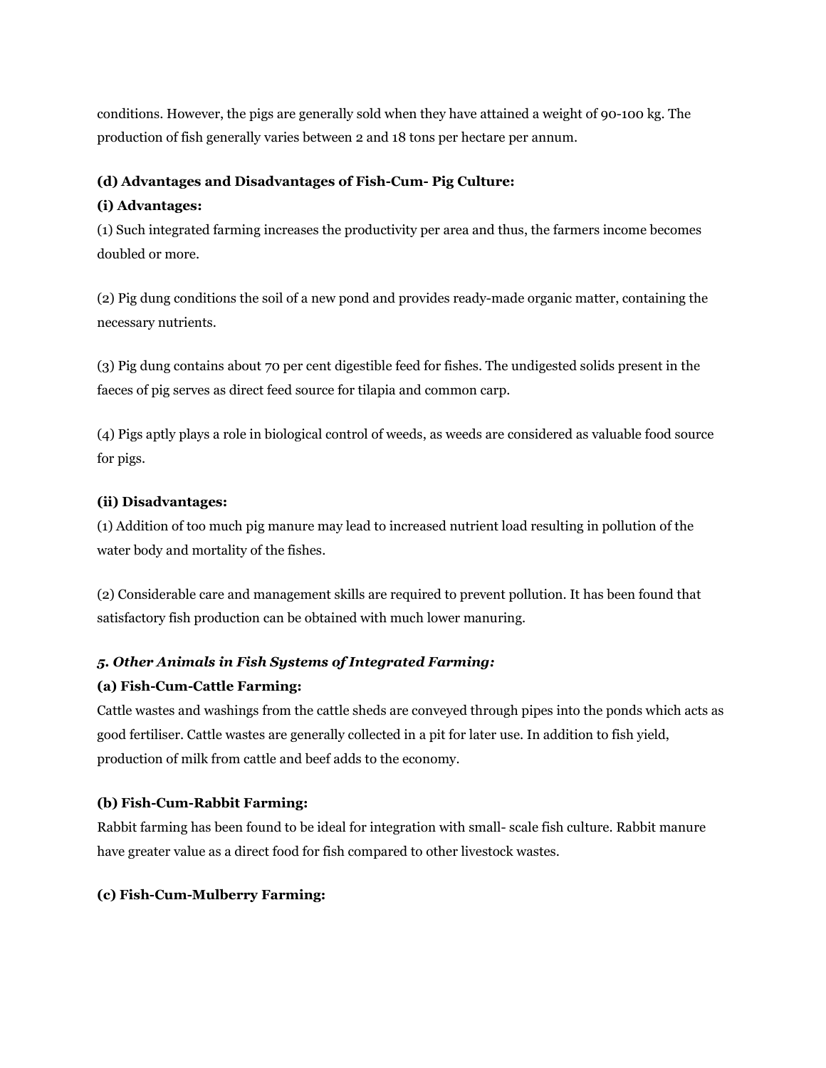conditions. However, the pigs are generally sold when they have attained a weight of 90-100 kg. The production of fish generally varies between 2 and 18 tons per hectare per annum.

**(d) Advantages and Disadvantages of Fish-Cum- Pig Culture:**

**(i) Advantages:**

(1) Such integrated farming increases the productivity per area and thus, the farmers income becomes doubled or more.

(2) Pig dung conditions the soil of a new pond and provides ready-made organic matter, containing the necessary nutrients.

(3) Pig dung contains about 70 per cent digestible feed for fishes. The undigested solids present in the faeces of pig serves as direct feed source for tilapia and common carp.

(4) Pigs aptly plays a role in biological control of weeds, as weeds are considered as valuable food source for pigs.

**(ii) Disadvantages:**

(1) Addition of too much pig manure may lead to increased nutrient load resulting in pollution of the water body and mortality of the fishes.

(2) Considerable care and management skills are required to prevent pollution. It has been found that satisfactory fish production can be obtained with much lower manuring.

***5. Other Animals in Fish Systems of Integrated Farming:***

**(a) Fish-Cum-Cattle Farming:**

Cattle wastes and washings from the cattle sheds are conveyed through pipes into the ponds which acts as good fertiliser. Cattle wastes are generally collected in a pit for later use. In addition to fish yield, production of milk from cattle and beef adds to the economy.

**(b) Fish-Cum-Rabbit Farming:**

Rabbit farming has been found to be ideal for integration with small- scale fish culture. Rabbit manure have greater value as a direct food for fish compared to other livestock wastes.

**(c) Fish-Cum-Mulberry Farming:**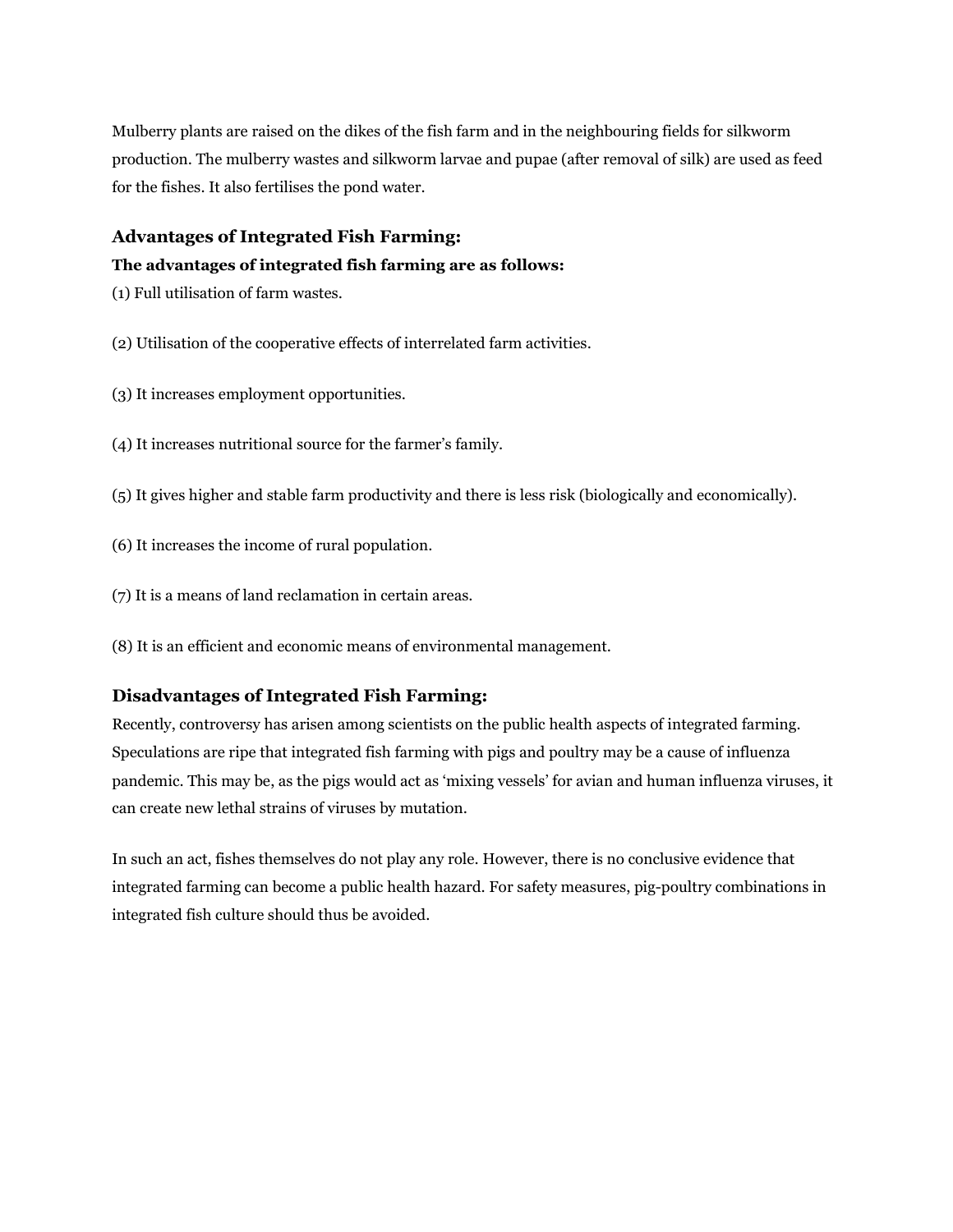Mulberry plants are raised on the dikes of the fish farm and in the neighbouring fields for silkworm production. The mulberry wastes and silkworm larvae and pupae (after removal of silk) are used as feed for the fishes. It also fertilises the pond water.

### Advantages of Integrated Fish Farming:

**The advantages of integrated fish farming are as follows:**

(1) Full utilisation of farm wastes.

(2) Utilisation of the cooperative effects of interrelated farm activities.

(3) It increases employment opportunities.

(4) It increases nutritional source for the farmer's family.

(5) It gives higher and stable farm productivity and there is less risk (biologically and economically).

(6) It increases the income of rural population.

(7) It is a means of land reclamation in certain areas.

(8) It is an efficient and economic means of environmental management.

### Disadvantages of Integrated Fish Farming:

Recently, controversy has arisen among scientists on the public health aspects of integrated farming. Speculations are ripe that integrated fish farming with pigs and poultry may be a cause of influenza pandemic. This may be, as the pigs would act as 'mixing vessels' for avian and human influenza viruses, it can create new lethal strains of viruses by mutation.

In such an act, fishes themselves do not play any role. However, there is no conclusive evidence that integrated farming can become a public health hazard. For safety measures, pig-poultry combinations in integrated fish culture should thus be avoided.